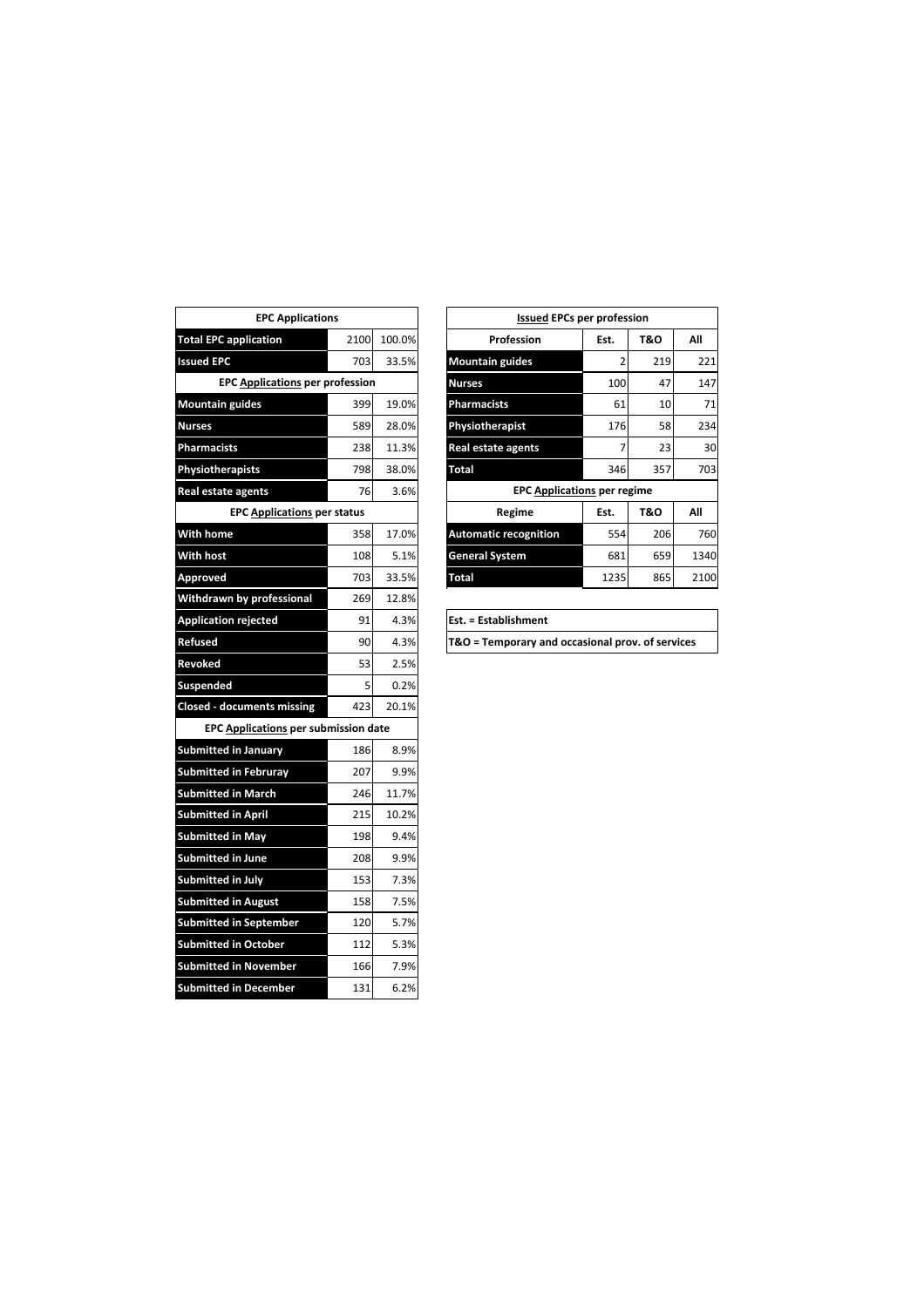| EPC Applications | | |
|---|---|---|
| **Total EPC application** | 2100 | 100.0% |
| **Issued EPC** | 703 | 33.5% |
| **EPC Applications per profession** | | |
| **Mountain guides** | 399 | 19.0% |
| **Nurses** | 589 | 28.0% |
| **Pharmacists** | 238 | 11.3% |
| **Physiotherapists** | 798 | 38.0% |
| **Real estate agents** | 76 | 3.6% |
| **EPC Applications per status** | | |
| **With home** | 358 | 17.0% |
| **With host** | 108 | 5.1% |
| **Approved** | 703 | 33.5% |
| **Withdrawn by professional** | 269 | 12.8% |
| **Application rejected** | 91 | 4.3% |
| **Refused** | 90 | 4.3% |
| **Revoked** | 53 | 2.5% |
| **Suspended** | 5 | 0.2% |
| **Closed - documents missing** | 423 | 20.1% |
| **EPC Applications per submission date** | | |
| **Submitted in January** | 186 | 8.9% |
| **Submitted in Februray** | 207 | 9.9% |
| **Submitted in March** | 246 | 11.7% |
| **Submitted in April** | 215 | 10.2% |
| **Submitted in May** | 198 | 9.4% |
| **Submitted in June** | 208 | 9.9% |
| **Submitted in July** | 153 | 7.3% |
| **Submitted in August** | 158 | 7.5% |
| **Submitted in September** | 120 | 5.7% |
| **Submitted in October** | 112 | 5.3% |
| **Submitted in November** | 166 | 7.9% |
| **Submitted in December** | 131 | 6.2% |

| Issued EPCs per profession | | | |
|---|---|---|---|
| **Profession** | **Est.** | **T&O** | **All** |
| **Mountain guides** | 2 | 219 | 221 |
| **Nurses** | 100 | 47 | 147 |
| **Pharmacists** | 61 | 10 | 71 |
| **Physiotherapist** | 176 | 58 | 234 |
| **Real estate agents** | 7 | 23 | 30 |
| **Total** | 346 | 357 | 703 |
| **EPC Applications per regime** | | | |
| **Regime** | **Est.** | **T&O** | **All** |
| **Automatic recognition** | 554 | 206 | 760 |
| **General System** | 681 | 659 | 1340 |
| **Total** | 1235 | 865 | 2100 |

**Est. = Establishment**

**T&O = Temporary and occasional prov. of services**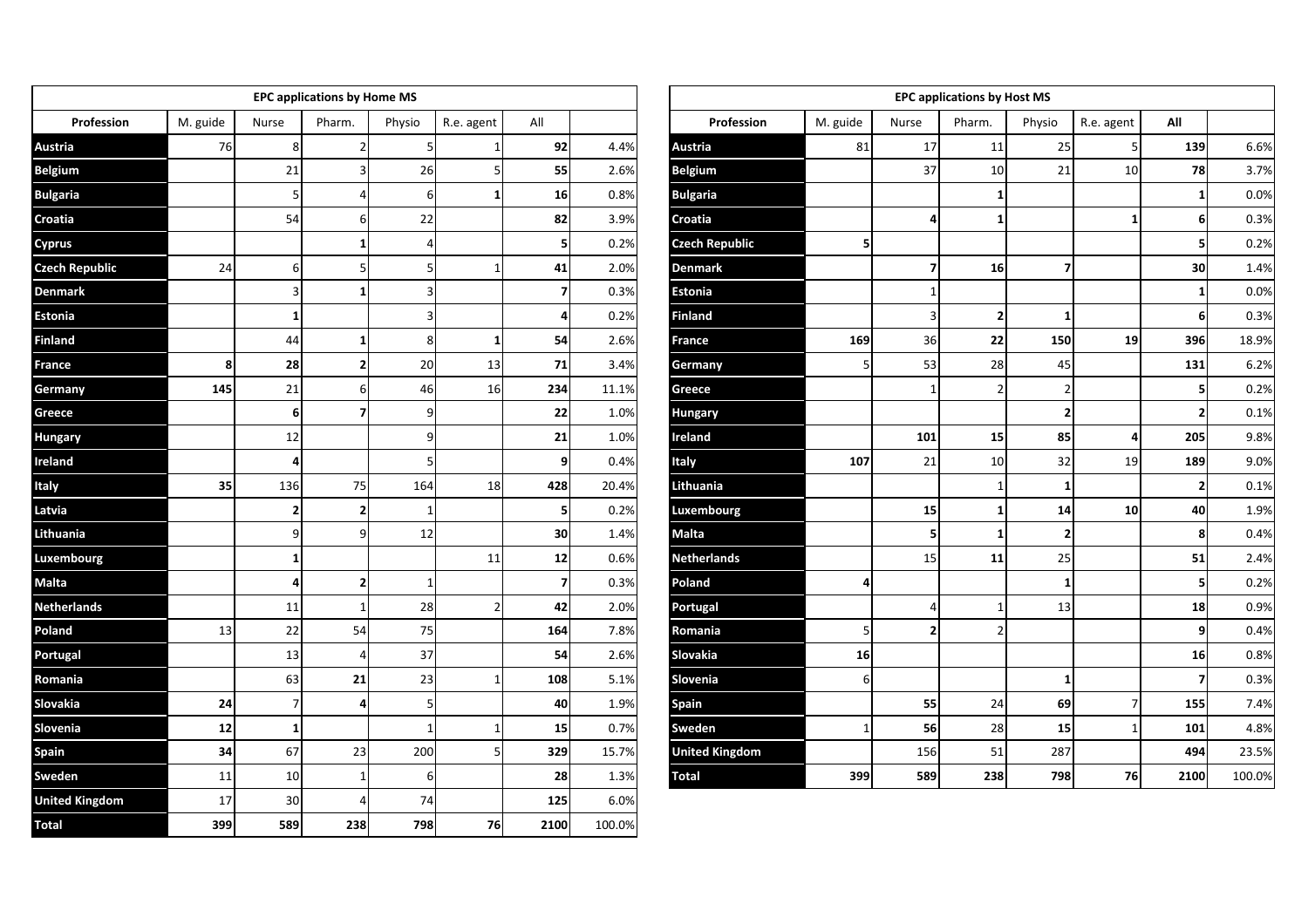| EPC applications by Home MS | | | | | | | |
|---|---|---|---|---|---|---|---|
| **Profession** | M. guide | Nurse | Pharm. | Physio | R.e. agent | All | |
| **Austria** | 76 | 8 | 2 | 5 | 1 | **92** | 4.4% |
| **Belgium** | | 21 | 3 | 26 | 5 | **55** | 2.6% |
| **Bulgaria** | | 5 | 4 | 6 | **1** | **16** | 0.8% |
| **Croatia** | | 54 | 6 | 22 | | **82** | 3.9% |
| **Cyprus** | | | **1** | 4 | | **5** | 0.2% |
| **Czech Republic** | 24 | 6 | 5 | 5 | 1 | **41** | 2.0% |
| **Denmark** | | 3 | **1** | 3 | | **7** | 0.3% |
| **Estonia** | | **1** | | 3 | | **4** | 0.2% |
| **Finland** | | 44 | **1** | 8 | **1** | **54** | 2.6% |
| **France** | **8** | **28** | **2** | 20 | 13 | **71** | 3.4% |
| **Germany** | **145** | 21 | 6 | 46 | 16 | **234** | 11.1% |
| **Greece** | | **6** | **7** | 9 | | **22** | 1.0% |
| **Hungary** | | 12 | | 9 | | **21** | 1.0% |
| **Ireland** | | **4** | | 5 | | **9** | 0.4% |
| **Italy** | **35** | 136 | 75 | 164 | 18 | **428** | 20.4% |
| **Latvia** | | **2** | **2** | 1 | | **5** | 0.2% |
| **Lithuania** | | 9 | 9 | 12 | | **30** | 1.4% |
| **Luxembourg** | | **1** | | | 11 | **12** | 0.6% |
| **Malta** | | **4** | **2** | 1 | | **7** | 0.3% |
| **Netherlands** | | 11 | 1 | 28 | 2 | **42** | 2.0% |
| **Poland** | 13 | 22 | 54 | 75 | | **164** | 7.8% |
| **Portugal** | | 13 | 4 | 37 | | **54** | 2.6% |
| **Romania** | | 63 | **21** | 23 | 1 | **108** | 5.1% |
| **Slovakia** | **24** | 7 | **4** | 5 | | **40** | 1.9% |
| **Slovenia** | **12** | **1** | | 1 | 1 | **15** | 0.7% |
| **Spain** | 34 | 67 | 23 | 200 | 5 | **329** | 15.7% |
| **Sweden** | 11 | 10 | 1 | 6 | | **28** | 1.3% |
| **United Kingdom** | 17 | 30 | 4 | 74 | | **125** | 6.0% |
| **Total** | **399** | **589** | **238** | **798** | **76** | **2100** | 100.0% |

| EPC applications by Host MS | | | | | | | |
|---|---|---|---|---|---|---|---|
| **Profession** | M. guide | Nurse | Pharm. | Physio | R.e. agent | **All** | |
| **Austria** | 81 | 17 | 11 | 25 | 5 | **139** | 6.6% |
| **Belgium** | | 37 | 10 | 21 | 10 | **78** | 3.7% |
| **Bulgaria** | | | **1** | | | **1** | 0.0% |
| **Croatia** | | **4** | **1** | | **1** | **6** | 0.3% |
| **Czech Republic** | **5** | | | | | **5** | 0.2% |
| **Denmark** | | **7** | **16** | **7** | | **30** | 1.4% |
| **Estonia** | | 1 | | | | **1** | 0.0% |
| **Finland** | | 3 | **2** | **1** | | **6** | 0.3% |
| **France** | **169** | 36 | **22** | **150** | **19** | **396** | 18.9% |
| **Germany** | 5 | 53 | 28 | 45 | | **131** | 6.2% |
| **Greece** | | 1 | 2 | 2 | | **5** | 0.2% |
| **Hungary** | | | | **2** | | **2** | 0.1% |
| **Ireland** | | **101** | **15** | **85** | **4** | **205** | 9.8% |
| **Italy** | **107** | 21 | 10 | 32 | 19 | **189** | 9.0% |
| **Lithuania** | | | 1 | **1** | | **2** | 0.1% |
| **Luxembourg** | | **15** | **1** | **14** | **10** | **40** | 1.9% |
| **Malta** | | **5** | **1** | **2** | | **8** | 0.4% |
| **Netherlands** | | 15 | **11** | 25 | | **51** | 2.4% |
| **Poland** | **4** | | | **1** | | **5** | 0.2% |
| **Portugal** | | 4 | 1 | 13 | | **18** | 0.9% |
| **Romania** | 5 | **2** | 2 | | | **9** | 0.4% |
| **Slovakia** | **16** | | | | | **16** | 0.8% |
| **Slovenia** | 6 | | | **1** | | **7** | 0.3% |
| **Spain** | | **55** | 24 | **69** | 7 | **155** | 7.4% |
| **Sweden** | 1 | **56** | 28 | 15 | 1 | **101** | 4.8% |
| **United Kingdom** | | 156 | 51 | 287 | | **494** | 23.5% |
| **Total** | **399** | **589** | **238** | **798** | **76** | **2100** | 100.0% |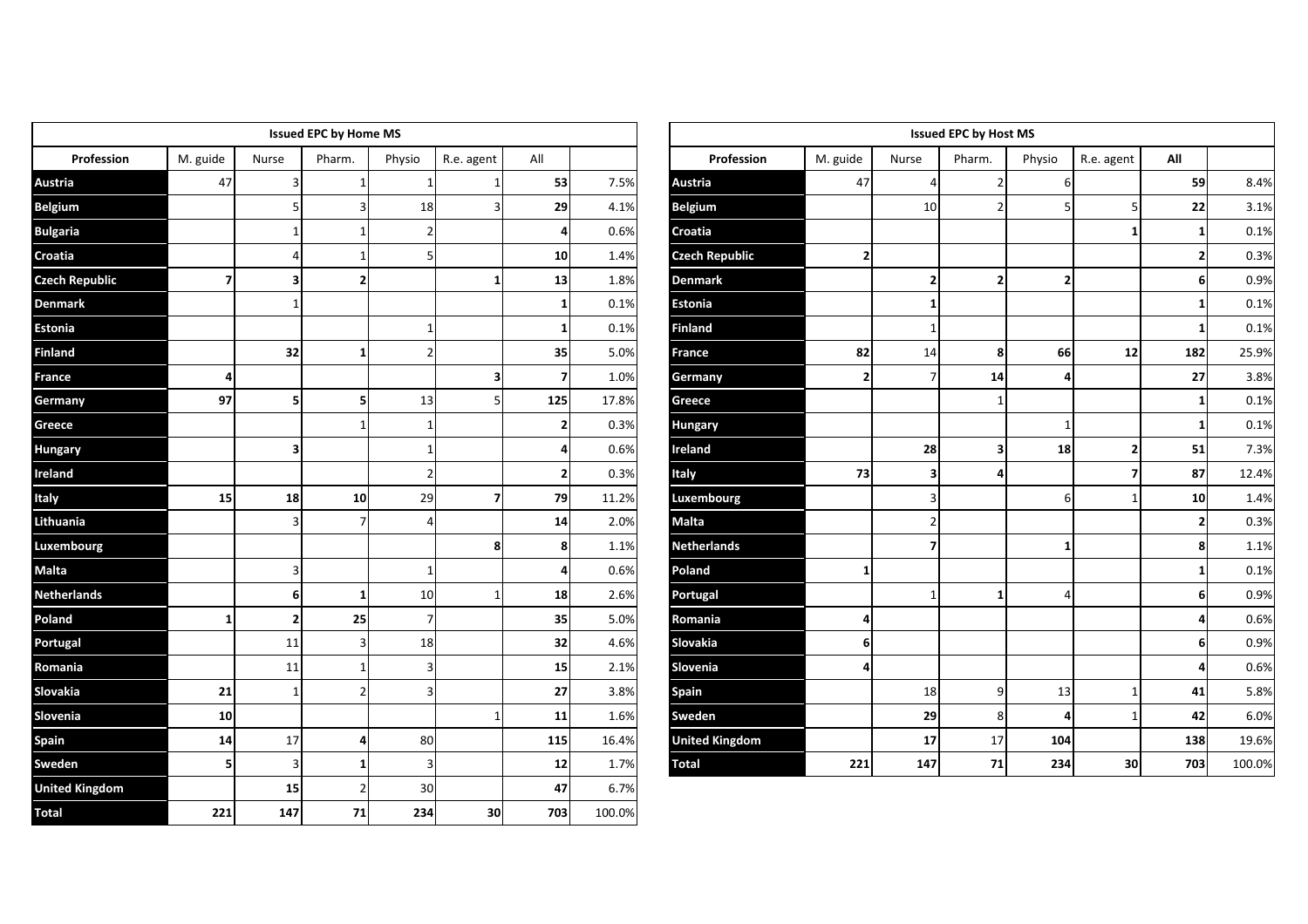| Issued EPC by Home MS | | | | | | | |
|---|---|---|---|---|---|---|---|
| Profession | M. guide | Nurse | Pharm. | Physio | R.e. agent | All | |
| Austria | 47 | 3 | 1 | 1 | 1 | 53 | 7.5% |
| Belgium | | 5 | 3 | 18 | 3 | 29 | 4.1% |
| Bulgaria | | 1 | 1 | 2 | | 4 | 0.6% |
| Croatia | | 4 | 1 | 5 | | 10 | 1.4% |
| Czech Republic | 7 | 3 | 2 | | 1 | 13 | 1.8% |
| Denmark | | 1 | | | | 1 | 0.1% |
| Estonia | | | | 1 | | 1 | 0.1% |
| Finland | | 32 | 1 | 2 | | 35 | 5.0% |
| France | 4 | | | | 3 | 7 | 1.0% |
| Germany | 97 | 5 | 5 | 13 | 5 | 125 | 17.8% |
| Greece | | | 1 | 1 | | 2 | 0.3% |
| Hungary | | 3 | | 1 | | 4 | 0.6% |
| Ireland | | | | 2 | | 2 | 0.3% |
| Italy | 15 | 18 | 10 | 29 | 7 | 79 | 11.2% |
| Lithuania | | 3 | 7 | 4 | | 14 | 2.0% |
| Luxembourg | | | | | 8 | 8 | 1.1% |
| Malta | | 3 | | 1 | | 4 | 0.6% |
| Netherlands | | 6 | 1 | 10 | 1 | 18 | 2.6% |
| Poland | 1 | 2 | 25 | 7 | | 35 | 5.0% |
| Portugal | | 11 | 3 | 18 | | 32 | 4.6% |
| Romania | | 11 | 1 | 3 | | 15 | 2.1% |
| Slovakia | 21 | 1 | 2 | 3 | | 27 | 3.8% |
| Slovenia | 10 | | | | 1 | 11 | 1.6% |
| Spain | 14 | 17 | 4 | 80 | | 115 | 16.4% |
| Sweden | 5 | 3 | 1 | 3 | | 12 | 1.7% |
| United Kingdom | | 15 | 2 | 30 | | 47 | 6.7% |
| Total | 221 | 147 | 71 | 234 | 30 | 703 | 100.0% |

| Issued EPC by Host MS | | | | | | | |
|---|---|---|---|---|---|---|---|
| Profession | M. guide | Nurse | Pharm. | Physio | R.e. agent | All | |
| Austria | 47 | 4 | 2 | 6 | | 59 | 8.4% |
| Belgium | | 10 | 2 | 5 | 5 | 22 | 3.1% |
| Croatia | | | | | 1 | 1 | 0.1% |
| Czech Republic | 2 | | | | | 2 | 0.3% |
| Denmark | | 2 | 2 | 2 | | 6 | 0.9% |
| Estonia | | 1 | | | | 1 | 0.1% |
| Finland | | 1 | | | | 1 | 0.1% |
| France | 82 | 14 | 8 | 66 | 12 | 182 | 25.9% |
| Germany | 2 | 7 | 14 | 4 | | 27 | 3.8% |
| Greece | | | 1 | | | 1 | 0.1% |
| Hungary | | | | 1 | | 1 | 0.1% |
| Ireland | | 28 | 3 | 18 | 2 | 51 | 7.3% |
| Italy | 73 | 3 | 4 | | 7 | 87 | 12.4% |
| Luxembourg | | 3 | | 6 | 1 | 10 | 1.4% |
| Malta | | 2 | | | | 2 | 0.3% |
| Netherlands | | 7 | | 1 | | 8 | 1.1% |
| Poland | 1 | | | | | 1 | 0.1% |
| Portugal | | 1 | 1 | 4 | | 6 | 0.9% |
| Romania | 4 | | | | | 4 | 0.6% |
| Slovakia | 6 | | | | | 6 | 0.9% |
| Slovenia | 4 | | | | | 4 | 0.6% |
| Spain | | 18 | 9 | 13 | 1 | 41 | 5.8% |
| Sweden | | 29 | 8 | 4 | 1 | 42 | 6.0% |
| United Kingdom | | 17 | 17 | 104 | | 138 | 19.6% |
| Total | 221 | 147 | 71 | 234 | 30 | 703 | 100.0% |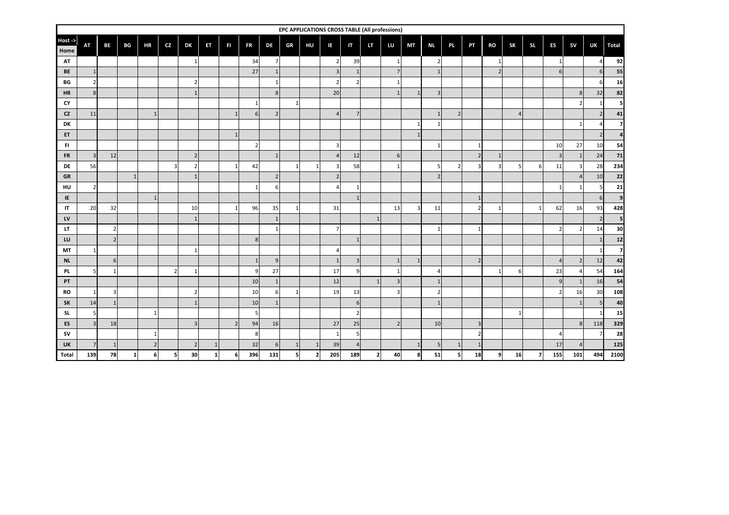**EPC APPLICATIONS CROSS TABLE (All professions)**

| Host -> Home | AT | BE | BG | HR | CZ | DK | ET | FI | FR | DE | GR | HU | IE | IT | LT | LU | MT | NL | PL | PT | RO | SK | SL | ES | SV | UK | Total |
|---|---|---|---|---|---|---|---|---|---|---|---|---|---|---|---|---|---|---|---|---|---|---|---|---|---|---|---|
| **AT** | | | | | | 1 | | | 34 | 7 | | | 2 | 39 | | 1 | | 2 | | | 1 | | | 1 | | 4 | **92** |
| **BE** | 1 | | | | | | | | 27 | 1 | | | 3 | 1 | | 7 | | 1 | | | 2 | | | 6 | | 6 | **55** |
| **BG** | 2 | | | | | 2 | | | | 1 | | | 2 | 2 | | 1 | | | | | | | | | | 6 | **16** |
| **HR** | 8 | | | | | 1 | | | | 8 | | | 20 | | | 1 | 1 | 3 | | | | | | | 8 | 32 | **82** |
| **CY** | | | | | | | | | 1 | | 1 | | | | | | | | | | | | | | 2 | 1 | **5** |
| **CZ** | 11 | | | 1 | | | | 1 | 6 | 2 | | | 4 | 7 | | | | 1 | 2 | | | 4 | | | | 2 | **41** |
| **DK** | | | | | | | | | | | | | | | | | 1 | 1 | | | | | | | 1 | 4 | **7** |
| **ET** | | | | | | | | 1 | | | | | | | | | 1 | | | | | | | | | 2 | **4** |
| **FI** | | | | | | | | | 2 | | | | 3 | | | | | 1 | | 1 | | | | 10 | 27 | 10 | **54** |
| **FR** | 3 | 12 | | | | 2 | | | | 1 | | | 4 | 12 | | 6 | | | | 2 | 1 | | | 3 | 1 | 24 | **71** |
| **DE** | 56 | | | | 3 | 2 | | 1 | 42 | | 1 | 1 | 3 | 58 | | 1 | | 5 | 2 | 3 | 3 | 5 | 6 | 11 | 3 | 28 | **234** |
| **GR** | | | 1 | | | 1 | | | | 2 | | | 2 | | | | | 2 | | | | | | | 4 | 10 | **22** |
| **HU** | 2 | | | | | | | | 1 | 6 | | | 4 | 1 | | | | | | | | | | 1 | 1 | 5 | **21** |
| **IE** | | | | 1 | | | | | | | | | | 1 | | | | | | 1 | | | | | | 6 | **9** |
| **IT** | 20 | 32 | | | | 10 | | 1 | 96 | 35 | 1 | | 31 | | | 13 | 3 | 11 | | 2 | 1 | | 1 | 62 | 16 | 93 | **428** |
| **LV** | | | | | | 1 | | | | 1 | | | | | 1 | | | | | | | | | | | 2 | **5** |
| **LT** | | 2 | | | | | | | | 1 | | | 7 | | | | | 1 | | 1 | | | | 2 | 2 | 14 | **30** |
| **LU** | | 2 | | | | | | | 8 | | | | | 1 | | | | | | | | | | | | 1 | **12** |
| **MT** | 1 | | | | | 1 | | | | | | | 4 | | | | | | | | | | | | | 1 | **7** |
| **NL** | | 6 | | | | | | | 1 | 9 | | | 1 | 3 | | 1 | 1 | | | 2 | | | | 4 | 2 | 12 | **42** |
| **PL** | 5 | 1 | | | 2 | 1 | | | 9 | 27 | | | 17 | 9 | | 1 | | 4 | | | 1 | 6 | | 23 | 4 | 54 | **164** |
| **PT** | | | | | | | | | 10 | 1 | | | 12 | | 1 | 3 | | 1 | | | | | | 9 | 1 | 16 | **54** |
| **RO** | 1 | 3 | | | | 2 | | | 10 | 6 | 1 | | 19 | 13 | | 3 | | 2 | | | | | | 2 | 16 | 30 | **108** |
| **SK** | 14 | 1 | | | | 1 | | | 10 | 1 | | | | 6 | | | | 1 | | | | | | | 1 | 5 | **40** |
| **SL** | 5 | | | 1 | | | | | 5 | | | | | 2 | | | | | | | | 1 | | | | 1 | **15** |
| **ES** | 3 | 18 | | | | 3 | | 2 | 94 | 16 | | | 27 | 25 | | 2 | | 10 | | 3 | | | | | 8 | 118 | **329** |
| **SV** | | | | 1 | | | | | 8 | | | | 1 | 5 | | | | | | 2 | | | | 4 | | 7 | **28** |
| **UK** | 7 | 1 | | 2 | | 2 | 1 | | 32 | 6 | 1 | 1 | 39 | 4 | | | 1 | 5 | 1 | 1 | | | | 17 | 4 | | **125** |
| **Total** | **139** | **78** | **1** | **6** | **5** | **30** | **1** | **6** | **396** | **131** | **5** | **2** | **205** | **189** | **2** | **40** | **8** | **51** | **5** | **18** | **9** | **16** | **7** | **155** | **101** | **494** | **2100** |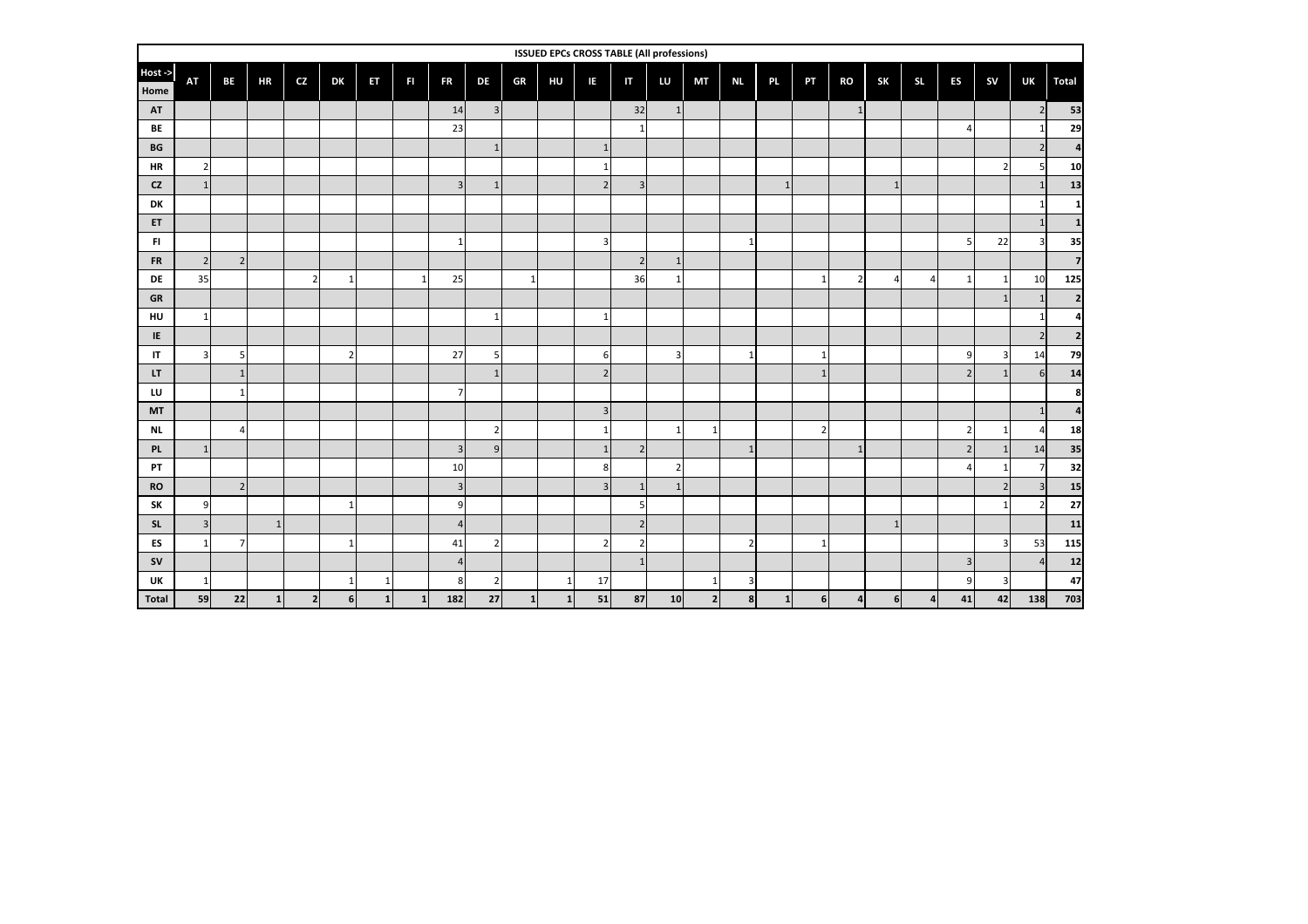**ISSUED EPCs CROSS TABLE (All professions)**

| Host -> / Home | AT | BE | HR | CZ | DK | ET | FI | FR | DE | GR | HU | IE | IT | LU | MT | NL | PL | PT | RO | SK | SL | ES | SV | UK | Total |
|---|---|---|---|---|---|---|---|---|---|---|---|---|---|---|---|---|---|---|---|---|---|---|---|---|---|
| **AT** | | | | | | | | 14 | 3 | | | | 32 | 1 | | | | | 1 | | | | | 2 | **53** |
| **BE** | | | | | | | | 23 | | | | | 1 | | | | | | | | | 4 | | 1 | **29** |
| **BG** | | | | | | | | | 1 | | | 1 | | | | | | | | | | | | 2 | **4** |
| **HR** | 2 | | | | | | | | | | | 1 | | | | | | | | | | | 2 | 5 | **10** |
| **CZ** | 1 | | | | | | | 3 | 1 | | | 2 | 3 | | | | 1 | | | 1 | | | | 1 | **13** |
| **DK** | | | | | | | | | | | | | | | | | | | | | | | | 1 | **1** |
| **ET** | | | | | | | | | | | | | | | | | | | | | | | | 1 | **1** |
| **FI** | | | | | | | | 1 | | | | 3 | | | | 1 | | | | | | 5 | 22 | 3 | **35** |
| **FR** | 2 | 2 | | | | | | | | | | | 2 | 1 | | | | | | | | | | | **7** |
| **DE** | 35 | | | 2 | 1 | | 1 | 25 | | 1 | | | 36 | 1 | | | | 1 | 2 | 4 | 4 | 1 | 1 | 10 | **125** |
| **GR** | | | | | | | | | | | | | | | | | | | | | | | 1 | 1 | **2** |
| **HU** | 1 | | | | | | | | 1 | | | 1 | | | | | | | | | | | | 1 | **4** |
| **IE** | | | | | | | | | | | | | | | | | | | | | | | | 2 | **2** |
| **IT** | 3 | 5 | | | 2 | | | 27 | 5 | | | 6 | | 3 | | 1 | | 1 | | | | 9 | 3 | 14 | **79** |
| **LT** | | 1 | | | | | | | 1 | | | 2 | | | | | | 1 | | | | 2 | 1 | 6 | **14** |
| **LU** | | 1 | | | | | | 7 | | | | | | | | | | | | | | | | | **8** |
| **MT** | | | | | | | | | | | | 3 | | | | | | | | | | | | 1 | **4** |
| **NL** | | 4 | | | | | | | 2 | | | 1 | | 1 | 1 | | | 2 | | | | 2 | 1 | 4 | **18** |
| **PL** | 1 | | | | | | | 3 | 9 | | | 1 | 2 | | | 1 | | | 1 | | | 2 | 1 | 14 | **35** |
| **PT** | | | | | | | | 10 | | | | 8 | | 2 | | | | | | | | 4 | 1 | 7 | **32** |
| **RO** | | 2 | | | | | | 3 | | | | 3 | 1 | 1 | | | | | | | | | 2 | 3 | **15** |
| **SK** | 9 | | | | 1 | | | 9 | | | | | 5 | | | | | | | | | | 1 | 2 | **27** |
| **SL** | 3 | | 1 | | | | | 4 | | | | | 2 | | | | | | | 1 | | | | | **11** |
| **ES** | 1 | 7 | | | 1 | | | 41 | 2 | | | 2 | 2 | | | 2 | | 1 | | | | | 3 | 53 | **115** |
| **SV** | | | | | | | | 4 | | | | | 1 | | | | | | | | | 3 | | 4 | **12** |
| **UK** | 1 | | | | 1 | 1 | | 8 | 2 | | 1 | 17 | | | 1 | 3 | | | | | | 9 | 3 | | **47** |
| **Total** | **59** | **22** | **1** | **2** | **6** | **1** | **1** | **182** | **27** | **1** | **1** | **51** | **87** | **10** | **2** | **8** | **1** | **6** | **4** | **6** | **4** | **41** | **42** | **138** | **703** |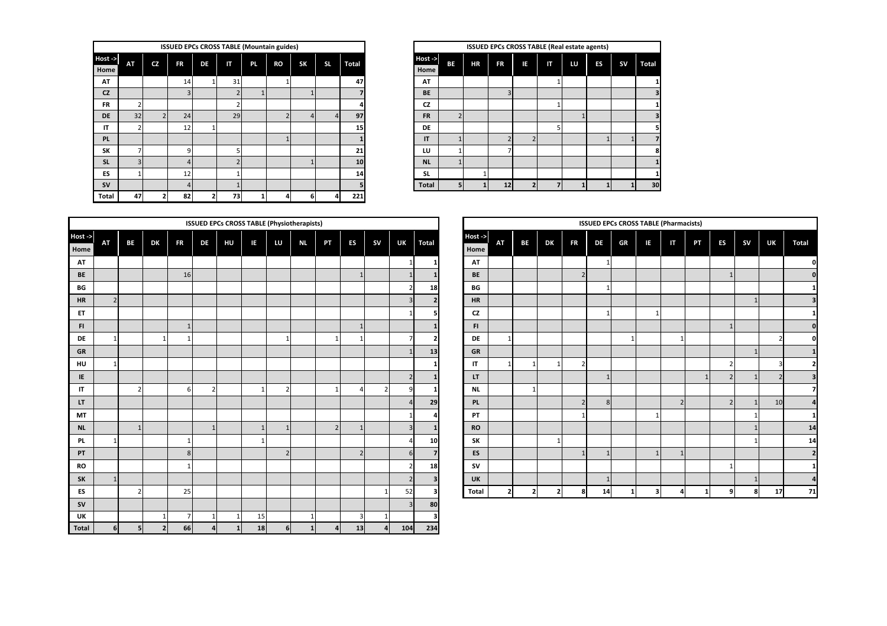**ISSUED EPCs CROSS TABLE (Mountain guides)**

| Host -> / Home | AT | CZ | FR | DE | IT | PL | RO | SK | SL | Total |
|---|---|---|---|---|---|---|---|---|---|---|
| AT | | | 14 | 1 | 31 | | 1 | | | 47 |
| CZ | | | 3 | | 2 | 1 | | 1 | | 7 |
| FR | 2 | | | | 2 | | | | | 4 |
| DE | 32 | 2 | 24 | | 29 | | 2 | 4 | 4 | 97 |
| IT | 2 | | 12 | 1 | | | | | | 15 |
| PL | | | | | | | 1 | | | 1 |
| SK | 7 | | 9 | | 5 | | | | | 21 |
| SL | 3 | | 4 | | 2 | | | 1 | | 10 |
| ES | 1 | | 12 | | 1 | | | | | 14 |
| SV | | | 4 | | 1 | | | | | 5 |
| Total | 47 | 2 | 82 | 2 | 73 | 1 | 4 | 6 | 4 | 221 |

**ISSUED EPCs CROSS TABLE (Real estate agents)**

| Host -> / Home | BE | HR | FR | IE | IT | LU | ES | SV | Total |
|---|---|---|---|---|---|---|---|---|---|
| AT | | | | | 1 | | | | 1 |
| BE | | | 3 | | | | | | 3 |
| CZ | | | | | 1 | | | | 1 |
| FR | 2 | | | | | 1 | | | 3 |
| DE | | | | | 5 | | | | 5 |
| IT | 1 | | 2 | 2 | | | 1 | 1 | 7 |
| LU | 1 | | 7 | | | | | | 8 |
| NL | 1 | | | | | | | | 1 |
| SL | | 1 | | | | | | | 1 |
| Total | 5 | 1 | 12 | 2 | 7 | 1 | 1 | 1 | 30 |

**ISSUED EPCs CROSS TABLE (Physiotherapists)**

| Host -> / Home | AT | BE | DK | FR | DE | HU | IE | LU | NL | PT | ES | SV | UK | Total |
|---|---|---|---|---|---|---|---|---|---|---|---|---|---|---|
| AT | | | | | | | | | | | | | 1 | 1 |
| BE | | | | 16 | | | | | | | 1 | | 1 | 1 |
| BG | | | | | | | | | | | | | 2 | 18 |
| HR | 2 | | | | | | | | | | | | 3 | 2 |
| ET | | | | | | | | | | | | | 1 | 5 |
| FI | | | | 1 | | | | | | | 1 | | | 1 |
| DE | 1 | | 1 | 1 | | | | 1 | | 1 | 1 | | 7 | 2 |
| GR | | | | | | | | | | | | | 1 | 13 |
| HU | 1 | | | | | | | | | | | | | 1 |
| IE | | | | | | | | | | | | | 2 | 1 |
| IT | | 2 | | 6 | 2 | | 1 | 2 | | 1 | 4 | 2 | 9 | 1 |
| LT | | | | | | | | | | | | | 4 | 29 |
| MT | | | | | | | | | | | | | 1 | 4 |
| NL | | 1 | | | 1 | | 1 | 1 | | 2 | 1 | | 3 | 1 |
| PL | 1 | | | 1 | | | 1 | | | | | | 4 | 10 |
| PT | | | | 8 | | | | 2 | | | 2 | | 6 | 7 |
| RO | | | | 1 | | | | | | | | | 2 | 18 |
| SK | 1 | | | | | | | | | | | | 2 | 3 |
| ES | | 2 | | 25 | | | | | | | | 1 | 52 | 3 |
| SV | | | | | | | | | | | | | 3 | 80 |
| UK | | | 1 | 7 | 1 | 1 | 15 | | 1 | | 3 | 1 | | 3 |
| Total | 6 | 5 | 2 | 66 | 4 | 1 | 18 | 6 | 1 | 4 | 13 | 4 | 104 | 234 |

**ISSUED EPCs CROSS TABLE (Pharmacists)**

| Host -> / Home | AT | BE | DK | FR | DE | GR | IE | IT | PT | ES | SV | UK | Total |
|---|---|---|---|---|---|---|---|---|---|---|---|---|---|
| AT | | | | | 1 | | | | | | | | 0 |
| BE | | | | 2 | | | | | | 1 | | | 0 |
| BG | | | | | 1 | | | | | | | | 1 |
| HR | | | | | | | | | | | 1 | | 3 |
| CZ | | | | | 1 | | 1 | | | | | | 1 |
| FI | | | | | | | | | | 1 | | | 0 |
| DE | 1 | | | | | 1 | | 1 | | | | 2 | 0 |
| GR | | | | | | | | | | | 1 | | 1 |
| IT | 1 | 1 | 1 | 2 | | | | | | 2 | | 3 | 2 |
| LT | | | | | 1 | | | | 1 | 2 | 1 | 2 | 3 |
| NL | | 1 | | | | | | | | | | | 7 |
| PL | | | | 2 | 8 | | | 2 | | 2 | 1 | 10 | 4 |
| PT | | | | 1 | | | 1 | | | | 1 | | 1 |
| RO | | | | | | | | | | | 1 | | 14 |
| SK | | | 1 | | | | | | | | 1 | | 14 |
| ES | | | | 1 | 1 | | 1 | 1 | | | | | 2 |
| SV | | | | | | | | | | 1 | | | 1 |
| UK | | | | | 1 | | | | | | 1 | | 4 |
| Total | 2 | 2 | 2 | 8 | 14 | 1 | 3 | 4 | 1 | 9 | 8 | 17 | 71 |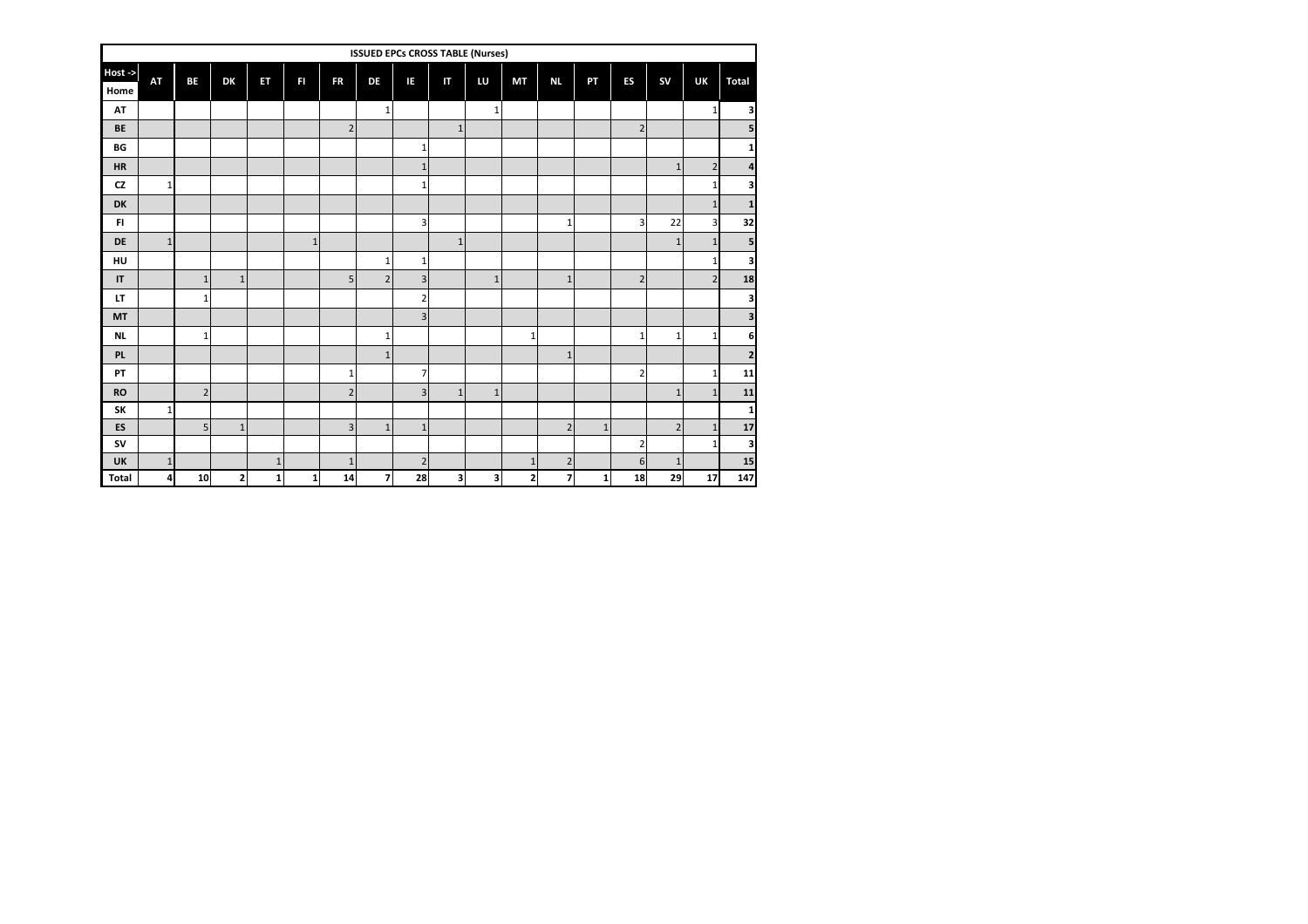**ISSUED EPCs CROSS TABLE (Nurses)**

| Host -> / Home | AT | BE | DK | ET | FI | FR | DE | IE | IT | LU | MT | NL | PT | ES | SV | UK | Total |
|---|---|---|---|---|---|---|---|---|---|---|---|---|---|---|---|---|---|
| AT | | | | | | | 1 | | | 1 | | | | | | 1 | 3 |
| BE | | | | | | 2 | | | 1 | | | | | 2 | | | 5 |
| BG | | | | | | | | 1 | | | | | | | | | 1 |
| HR | | | | | | | | 1 | | | | | | | 1 | 2 | 4 |
| CZ | 1 | | | | | | | 1 | | | | | | | | 1 | 3 |
| DK | | | | | | | | | | | | | | | | 1 | 1 |
| FI | | | | | | | | 3 | | | | 1 | | 3 | 22 | 3 | 32 |
| DE | 1 | | | | 1 | | | | 1 | | | | | | 1 | 1 | 5 |
| HU | | | | | | | 1 | 1 | | | | | | | | 1 | 3 |
| IT | | 1 | 1 | | | 5 | 2 | 3 | | 1 | | 1 | | 2 | | 2 | 18 |
| LT | | 1 | | | | | | 2 | | | | | | | | | 3 |
| MT | | | | | | | | 3 | | | | | | | | | 3 |
| NL | | 1 | | | | | 1 | | | | 1 | | | 1 | 1 | 1 | 6 |
| PL | | | | | | | 1 | | | | | 1 | | | | | 2 |
| PT | | | | | | 1 | | 7 | | | | | | 2 | | 1 | 11 |
| RO | | 2 | | | | 2 | | 3 | 1 | 1 | | | | | 1 | 1 | 11 |
| SK | 1 | | | | | | | | | | | | | | | | 1 |
| ES | | 5 | 1 | | | 3 | 1 | 1 | | | | 2 | 1 | | 2 | 1 | 17 |
| SV | | | | | | | | | | | | | | 2 | | 1 | 3 |
| UK | 1 | | | 1 | | 1 | | 2 | | | 1 | 2 | | 6 | 1 | | 15 |
| Total | 4 | 10 | 2 | 1 | 1 | 14 | 7 | 28 | 3 | 3 | 2 | 7 | 1 | 18 | 29 | 17 | 147 |